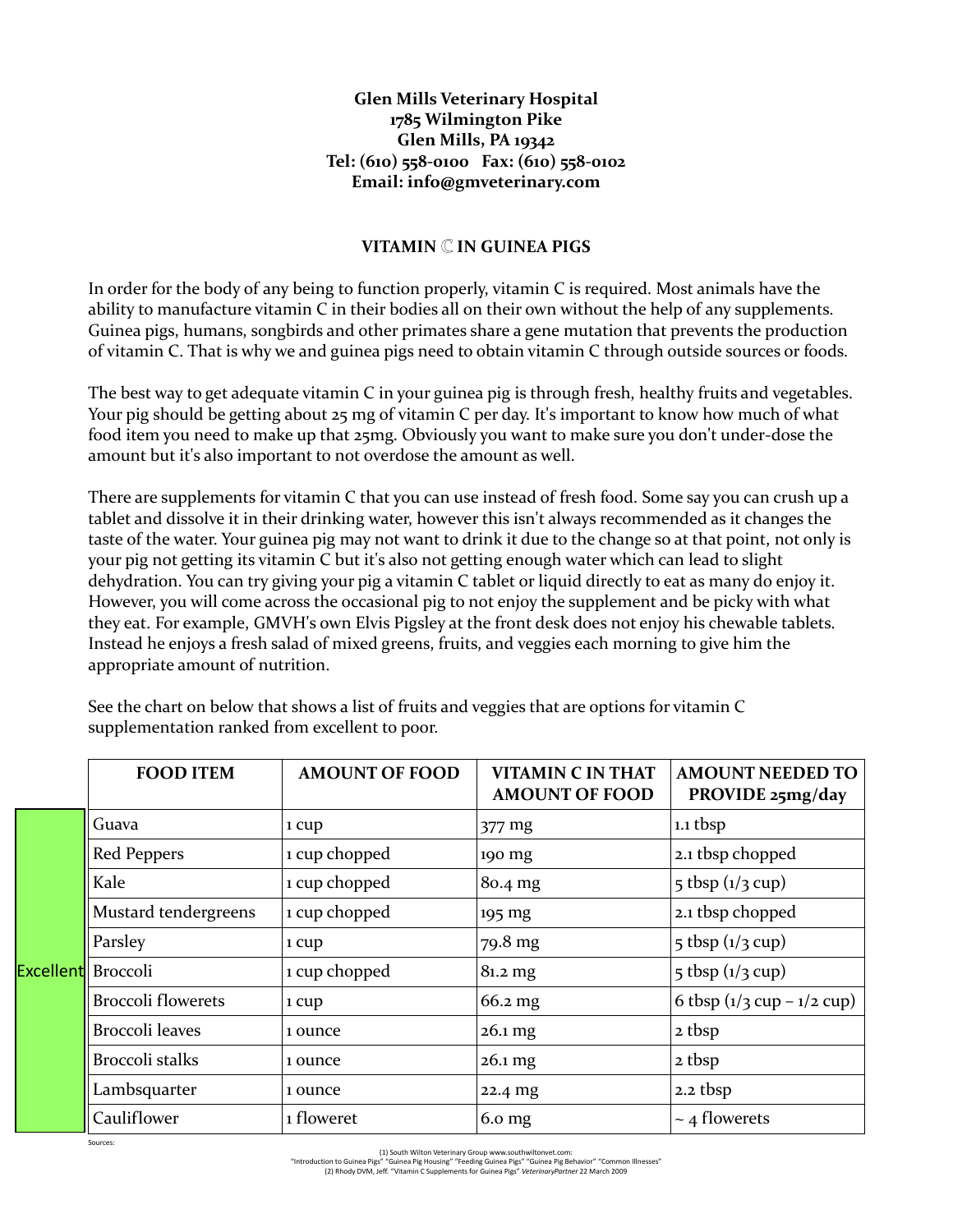**Glen Mills Veterinary Hospital**
**1785 Wilmington Pike**
**Glen Mills, PA 19342**
**Tel: (610) 558-0100 Fax: (610) 558-0102**
**Email: info@gmveterinary.com**

## VITAMIN ℂ IN GUINEA PIGS

In order for the body of any being to function properly, vitamin C is required. Most animals have the ability to manufacture vitamin C in their bodies all on their own without the help of any supplements. Guinea pigs, humans, songbirds and other primates share a gene mutation that prevents the production of vitamin C. That is why we and guinea pigs need to obtain vitamin C through outside sources or foods.

The best way to get adequate vitamin C in your guinea pig is through fresh, healthy fruits and vegetables. Your pig should be getting about 25 mg of vitamin C per day. It's important to know how much of what food item you need to make up that 25mg. Obviously you want to make sure you don't under-dose the amount but it's also important to not overdose the amount as well.

There are supplements for vitamin C that you can use instead of fresh food. Some say you can crush up a tablet and dissolve it in their drinking water, however this isn't always recommended as it changes the taste of the water. Your guinea pig may not want to drink it due to the change so at that point, not only is your pig not getting its vitamin C but it's also not getting enough water which can lead to slight dehydration. You can try giving your pig a vitamin C tablet or liquid directly to eat as many do enjoy it. However, you will come across the occasional pig to not enjoy the supplement and be picky with what they eat. For example, GMVH's own Elvis Pigsley at the front desk does not enjoy his chewable tablets. Instead he enjoys a fresh salad of mixed greens, fruits, and veggies each morning to give him the appropriate amount of nutrition.

See the chart on below that shows a list of fruits and veggies that are options for vitamin C supplementation ranked from excellent to poor.

| | FOOD ITEM | AMOUNT OF FOOD | VITAMIN C IN THAT AMOUNT OF FOOD | AMOUNT NEEDED TO PROVIDE 25mg/day |
|---|---|---|---|---|
| Excellent | Guava | 1 cup | 377 mg | 1.1 tbsp |
| | Red Peppers | 1 cup chopped | 190 mg | 2.1 tbsp chopped |
| | Kale | 1 cup chopped | 80.4 mg | 5 tbsp (1/3 cup) |
| | Mustard tendergreens | 1 cup chopped | 195 mg | 2.1 tbsp chopped |
| | Parsley | 1 cup | 79.8 mg | 5 tbsp (1/3 cup) |
| | Broccoli | 1 cup chopped | 81.2 mg | 5 tbsp (1/3 cup) |
| | Broccoli flowerets | 1 cup | 66.2 mg | 6 tbsp (1/3 cup – 1/2 cup) |
| | Broccoli leaves | 1 ounce | 26.1 mg | 2 tbsp |
| | Broccoli stalks | 1 ounce | 26.1 mg | 2 tbsp |
| | Lambsquarter | 1 ounce | 22.4 mg | 2.2 tbsp |
| | Cauliflower | 1 floweret | 6.0 mg | ~ 4 flowerets |

Sources:
(1) South Wilton Veterinary Group www.southwiltonvet.com: "Introduction to Guinea Pigs" "Guinea Pig Housing" "Feeding Guinea Pigs" "Guinea Pig Behavior" "Common Illnesses"
(2) Rhody DVM, Jeff. "Vitamin C Supplements for Guinea Pigs" *VeterinaryPartner* 22 March 2009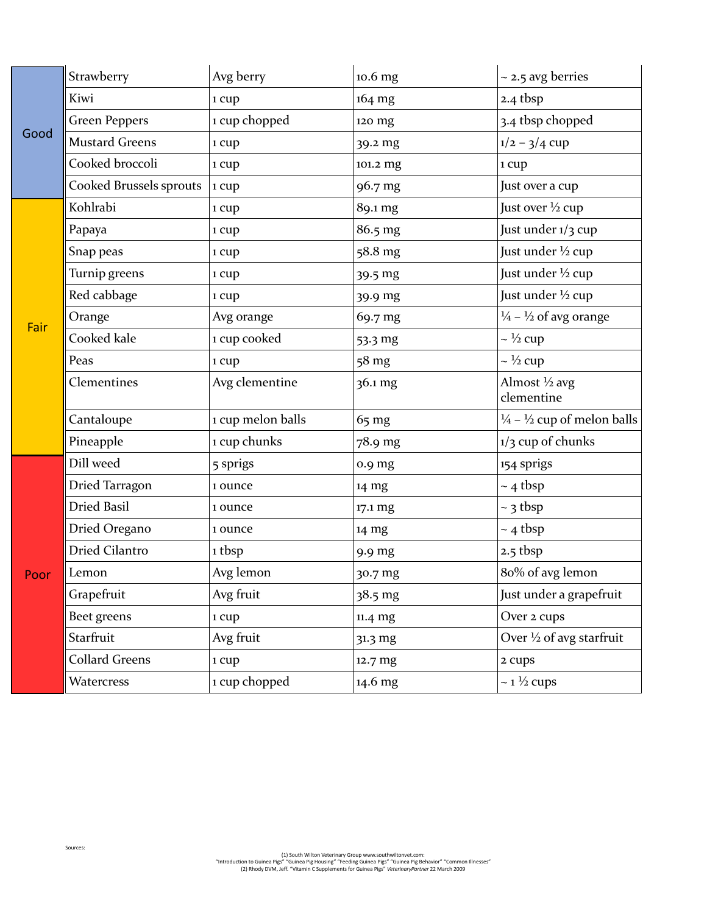| | | | | |
|---|---|---|---|---|
| Good | Strawberry | Avg berry | 10.6 mg | ~ 2.5 avg berries |
| | Kiwi | 1 cup | 164 mg | 2.4 tbsp |
| | Green Peppers | 1 cup chopped | 120 mg | 3.4 tbsp chopped |
| | Mustard Greens | 1 cup | 39.2 mg | 1/2 – 3/4 cup |
| | Cooked broccoli | 1 cup | 101.2 mg | 1 cup |
| | Cooked Brussels sprouts | 1 cup | 96.7 mg | Just over a cup |
| Fair | Kohlrabi | 1 cup | 89.1 mg | Just over ½ cup |
| | Papaya | 1 cup | 86.5 mg | Just under 1/3 cup |
| | Snap peas | 1 cup | 58.8 mg | Just under ½ cup |
| | Turnip greens | 1 cup | 39.5 mg | Just under ½ cup |
| | Red cabbage | 1 cup | 39.9 mg | Just under ½ cup |
| | Orange | Avg orange | 69.7 mg | ¼ – ½ of avg orange |
| | Cooked kale | 1 cup cooked | 53.3 mg | ~ ½ cup |
| | Peas | 1 cup | 58 mg | ~ ½ cup |
| | Clementines | Avg clementine | 36.1 mg | Almost ½ avg clementine |
| | Cantaloupe | 1 cup melon balls | 65 mg | ¼ – ½ cup of melon balls |
| | Pineapple | 1 cup chunks | 78.9 mg | 1/3 cup of chunks |
| Poor | Dill weed | 5 sprigs | 0.9 mg | 154 sprigs |
| | Dried Tarragon | 1 ounce | 14 mg | ~ 4 tbsp |
| | Dried Basil | 1 ounce | 17.1 mg | ~ 3 tbsp |
| | Dried Oregano | 1 ounce | 14 mg | ~ 4 tbsp |
| | Dried Cilantro | 1 tbsp | 9.9 mg | 2.5 tbsp |
| | Lemon | Avg lemon | 30.7 mg | 80% of avg lemon |
| | Grapefruit | Avg fruit | 38.5 mg | Just under a grapefruit |
| | Beet greens | 1 cup | 11.4 mg | Over 2 cups |
| | Starfruit | Avg fruit | 31.3 mg | Over ½ of avg starfruit |
| | Collard Greens | 1 cup | 12.7 mg | 2 cups |
| | Watercress | 1 cup chopped | 14.6 mg | ~ 1 ½ cups |

Sources:

(1) South Wilton Veterinary Group www.southwiltonvet.com:
"Introduction to Guinea Pigs" "Guinea Pig Housing" "Feeding Guinea Pigs" "Guinea Pig Behavior" "Common Illnesses"
(2) Rhody DVM, Jeff. "Vitamin C Supplements for Guinea Pigs" *VeterinaryPartner* 22 March 2009